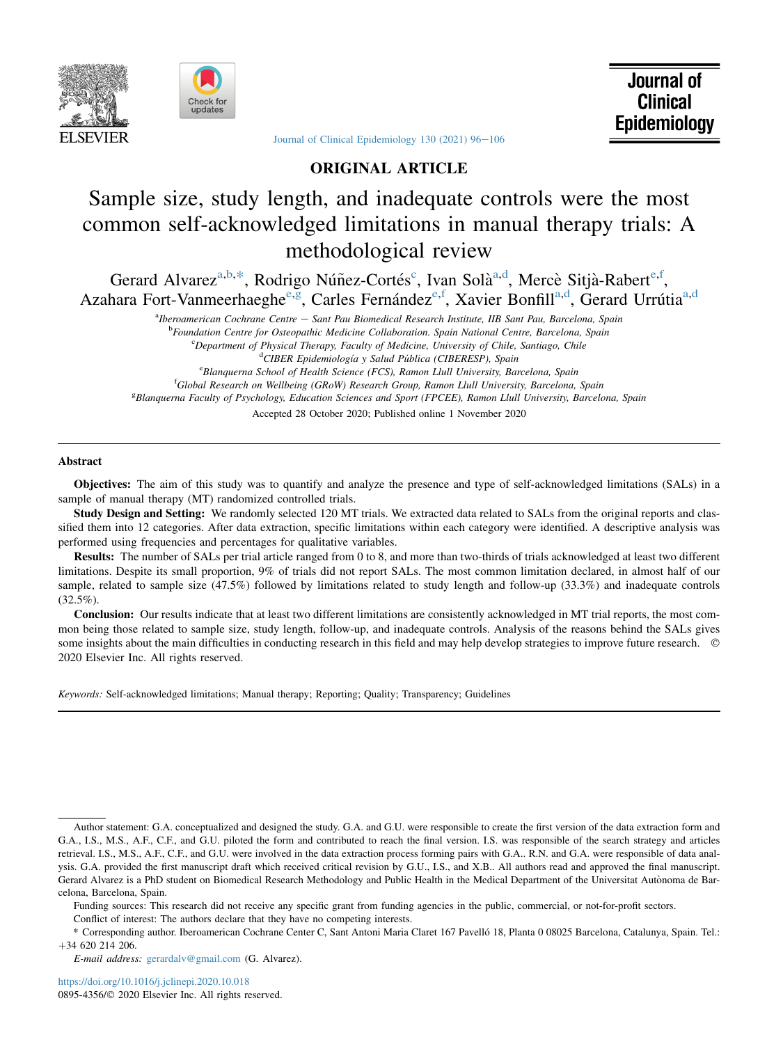ORIGINAL ARTICLE

# Sample size, study length, and inadequate controls were the most common self-acknowledged limitations in manual therapy trials: A methodological review

Gerard Alvarez[a,b,*], Rodrigo Núñez-Cortés[c], Ivan Solà[a,d], Mercè Sitjà-Rabert[e,f], Azahara Fort-Vanmeerhaeghe[e,g], Carles Fernández[e,f], Xavier Bonfill[a,d], Gerard Urrútia[a,d]

[a]Iberoamerican Cochrane Centre − Sant Pau Biomedical Research Institute, IIB Sant Pau, Barcelona, Spain
[b]Foundation Centre for Osteopathic Medicine Collaboration. Spain National Centre, Barcelona, Spain
[c]Department of Physical Therapy, Faculty of Medicine, University of Chile, Santiago, Chile
[d]CIBER Epidemiología y Salud Pública (CIBERESP), Spain
[e]Blanquerna School of Health Science (FCS), Ramon Llull University, Barcelona, Spain
[f]Global Research on Wellbeing (GRoW) Research Group, Ramon Llull University, Barcelona, Spain
[g]Blanquerna Faculty of Psychology, Education Sciences and Sport (FPCEE), Ramon Llull University, Barcelona, Spain

Accepted 28 October 2020; Published online 1 November 2020

## Abstract

**Objectives:** The aim of this study was to quantify and analyze the presence and type of self-acknowledged limitations (SALs) in a sample of manual therapy (MT) randomized controlled trials.

**Study Design and Setting:** We randomly selected 120 MT trials. We extracted data related to SALs from the original reports and classified them into 12 categories. After data extraction, specific limitations within each category were identified. A descriptive analysis was performed using frequencies and percentages for qualitative variables.

**Results:** The number of SALs per trial article ranged from 0 to 8, and more than two-thirds of trials acknowledged at least two different limitations. Despite its small proportion, 9% of trials did not report SALs. The most common limitation declared, in almost half of our sample, related to sample size (47.5%) followed by limitations related to study length and follow-up (33.3%) and inadequate controls (32.5%).

**Conclusion:** Our results indicate that at least two different limitations are consistently acknowledged in MT trial reports, the most common being those related to sample size, study length, follow-up, and inadequate controls. Analysis of the reasons behind the SALs gives some insights about the main difficulties in conducting research in this field and may help develop strategies to improve future research. © 2020 Elsevier Inc. All rights reserved.

*Keywords:* Self-acknowledged limitations; Manual therapy; Reporting; Quality; Transparency; Guidelines

---

Author statement: G.A. conceptualized and designed the study. G.A. and G.U. were responsible to create the first version of the data extraction form and G.A., I.S., M.S., A.F., C.F., and G.U. piloted the form and contributed to reach the final version. I.S. was responsible of the search strategy and articles retrieval. I.S., M.S., A.F., C.F., and G.U. were involved in the data extraction process forming pairs with G.A.. R.N. and G.A. were responsible of data analysis. G.A. provided the first manuscript draft which received critical revision by G.U., I.S., and X.B.. All authors read and approved the final manuscript. Gerard Alvarez is a PhD student on Biomedical Research Methodology and Public Health in the Medical Department of the Universitat Autònoma de Barcelona, Barcelona, Spain.

Funding sources: This research did not receive any specific grant from funding agencies in the public, commercial, or not-for-profit sectors.

Conflict of interest: The authors declare that they have no competing interests.

* Corresponding author. Iberoamerican Cochrane Center C, Sant Antoni Maria Claret 167 Pavelló 18, Planta 0 08025 Barcelona, Catalunya, Spain. Tel.: +34 620 214 206.

*E-mail address:* gerardalv@gmail.com (G. Alvarez).

https://doi.org/10.1016/j.jclinepi.2020.10.018
0895-4356/© 2020 Elsevier Inc. All rights reserved.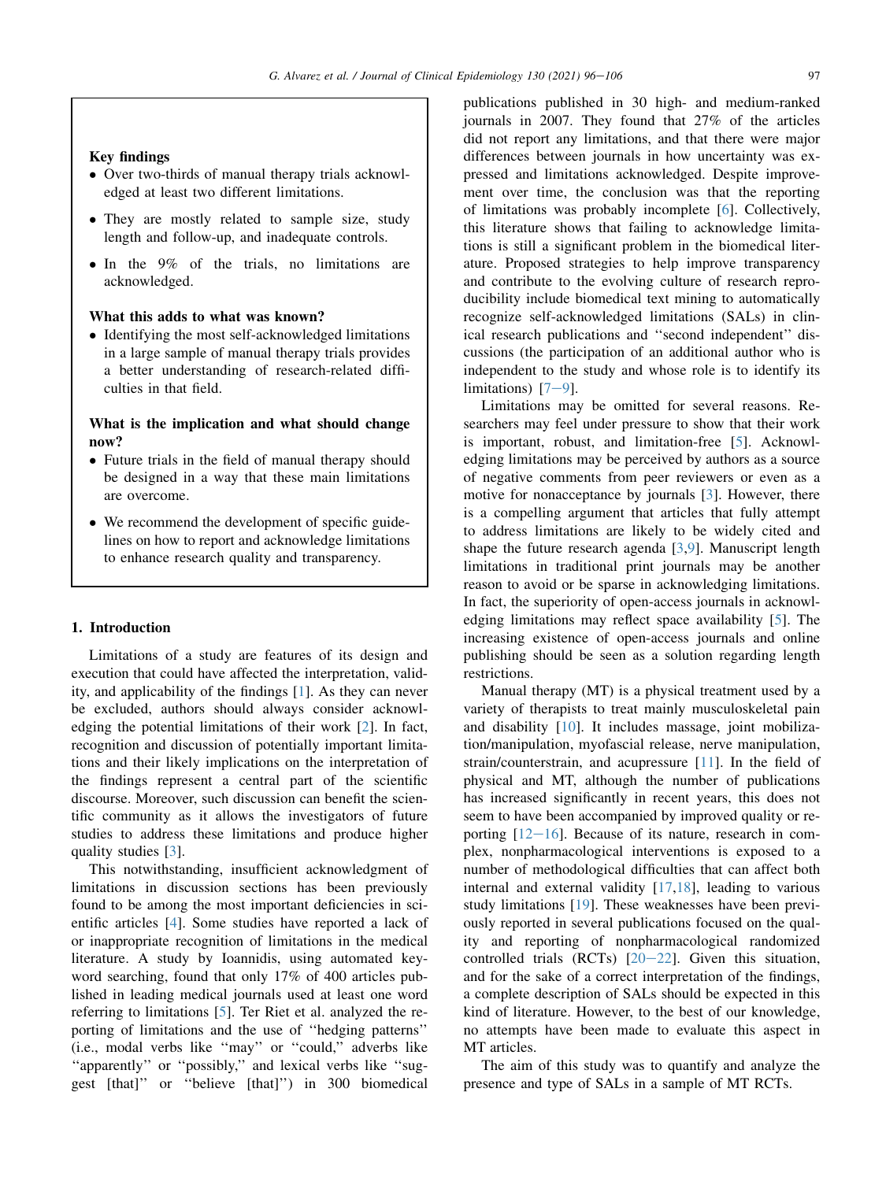**Key findings**

- Over two-thirds of manual therapy trials acknowledged at least two different limitations.
- They are mostly related to sample size, study length and follow-up, and inadequate controls.
- In the 9% of the trials, no limitations are acknowledged.

**What this adds to what was known?**

- Identifying the most self-acknowledged limitations in a large sample of manual therapy trials provides a better understanding of research-related difficulties in that field.

**What is the implication and what should change now?**

- Future trials in the field of manual therapy should be designed in a way that these main limitations are overcome.
- We recommend the development of specific guidelines on how to report and acknowledge limitations to enhance research quality and transparency.

## 1. Introduction

Limitations of a study are features of its design and execution that could have affected the interpretation, validity, and applicability of the findings [1]. As they can never be excluded, authors should always consider acknowledging the potential limitations of their work [2]. In fact, recognition and discussion of potentially important limitations and their likely implications on the interpretation of the findings represent a central part of the scientific discourse. Moreover, such discussion can benefit the scientific community as it allows the investigators of future studies to address these limitations and produce higher quality studies [3].

This notwithstanding, insufficient acknowledgment of limitations in discussion sections has been previously found to be among the most important deficiencies in scientific articles [4]. Some studies have reported a lack of or inappropriate recognition of limitations in the medical literature. A study by Ioannidis, using automated keyword searching, found that only 17% of 400 articles published in leading medical journals used at least one word referring to limitations [5]. Ter Riet et al. analyzed the reporting of limitations and the use of ''hedging patterns'' (i.e., modal verbs like ''may'' or ''could,'' adverbs like ''apparently'' or ''possibly,'' and lexical verbs like ''suggest [that]'' or ''believe [that]'') in 300 biomedical publications published in 30 high- and medium-ranked journals in 2007. They found that 27% of the articles did not report any limitations, and that there were major differences between journals in how uncertainty was expressed and limitations acknowledged. Despite improvement over time, the conclusion was that the reporting of limitations was probably incomplete [6]. Collectively, this literature shows that failing to acknowledge limitations is still a significant problem in the biomedical literature. Proposed strategies to help improve transparency and contribute to the evolving culture of research reproducibility include biomedical text mining to automatically recognize self-acknowledged limitations (SALs) in clinical research publications and ''second independent'' discussions (the participation of an additional author who is independent to the study and whose role is to identify its limitations) [7–9].

Limitations may be omitted for several reasons. Researchers may feel under pressure to show that their work is important, robust, and limitation-free [5]. Acknowledging limitations may be perceived by authors as a source of negative comments from peer reviewers or even as a motive for nonacceptance by journals [3]. However, there is a compelling argument that articles that fully attempt to address limitations are likely to be widely cited and shape the future research agenda [3,9]. Manuscript length limitations in traditional print journals may be another reason to avoid or be sparse in acknowledging limitations. In fact, the superiority of open-access journals in acknowledging limitations may reflect space availability [5]. The increasing existence of open-access journals and online publishing should be seen as a solution regarding length restrictions.

Manual therapy (MT) is a physical treatment used by a variety of therapists to treat mainly musculoskeletal pain and disability [10]. It includes massage, joint mobilization/manipulation, myofascial release, nerve manipulation, strain/counterstrain, and acupressure [11]. In the field of physical and MT, although the number of publications has increased significantly in recent years, this does not seem to have been accompanied by improved quality or reporting [12–16]. Because of its nature, research in complex, nonpharmacological interventions is exposed to a number of methodological difficulties that can affect both internal and external validity [17,18], leading to various study limitations [19]. These weaknesses have been previously reported in several publications focused on the quality and reporting of nonpharmacological randomized controlled trials (RCTs) [20–22]. Given this situation, and for the sake of a correct interpretation of the findings, a complete description of SALs should be expected in this kind of literature. However, to the best of our knowledge, no attempts have been made to evaluate this aspect in MT articles.

The aim of this study was to quantify and analyze the presence and type of SALs in a sample of MT RCTs.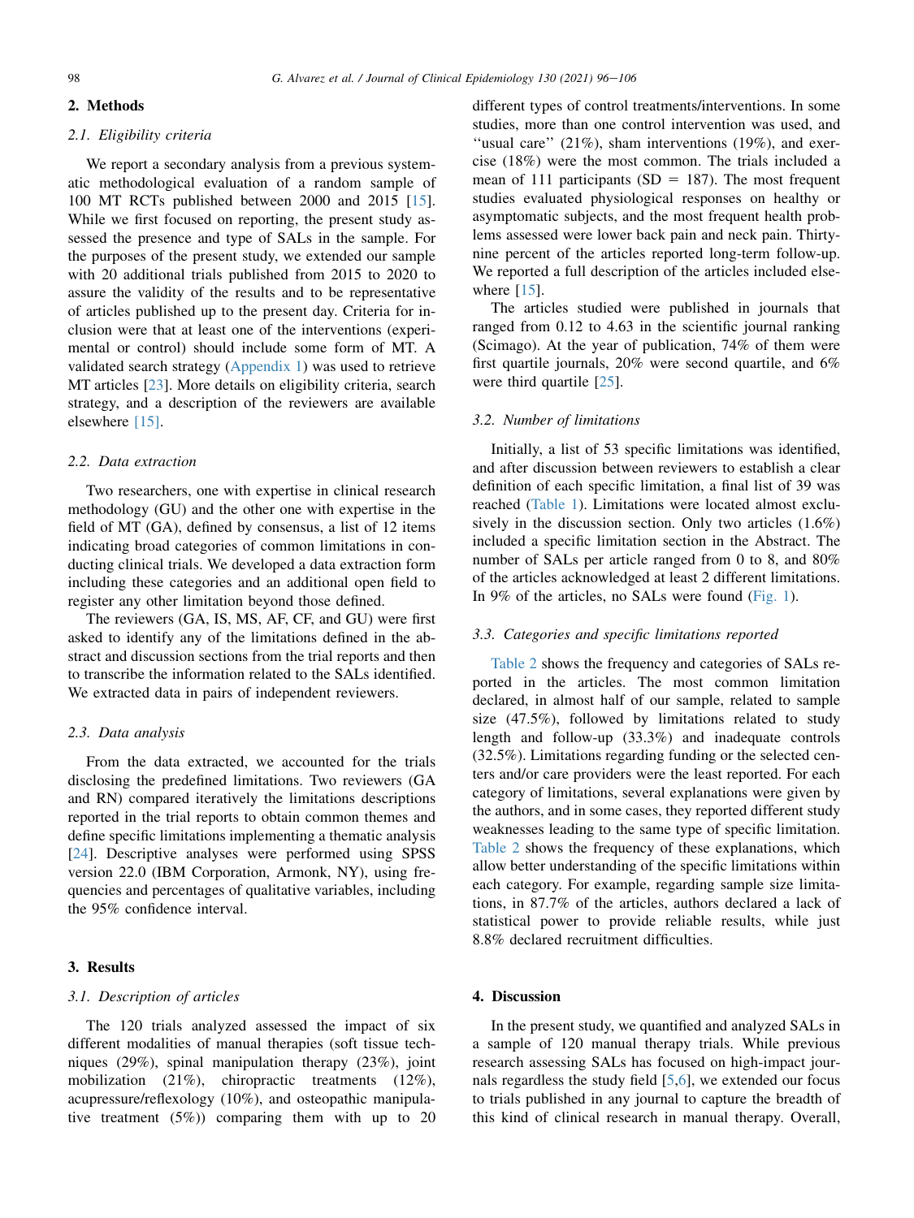## 2. Methods

### 2.1. Eligibility criteria

We report a secondary analysis from a previous systematic methodological evaluation of a random sample of 100 MT RCTs published between 2000 and 2015 [15]. While we first focused on reporting, the present study assessed the presence and type of SALs in the sample. For the purposes of the present study, we extended our sample with 20 additional trials published from 2015 to 2020 to assure the validity of the results and to be representative of articles published up to the present day. Criteria for inclusion were that at least one of the interventions (experimental or control) should include some form of MT. A validated search strategy (Appendix 1) was used to retrieve MT articles [23]. More details on eligibility criteria, search strategy, and a description of the reviewers are available elsewhere [15].

### 2.2. Data extraction

Two researchers, one with expertise in clinical research methodology (GU) and the other one with expertise in the field of MT (GA), defined by consensus, a list of 12 items indicating broad categories of common limitations in conducting clinical trials. We developed a data extraction form including these categories and an additional open field to register any other limitation beyond those defined.

The reviewers (GA, IS, MS, AF, CF, and GU) were first asked to identify any of the limitations defined in the abstract and discussion sections from the trial reports and then to transcribe the information related to the SALs identified. We extracted data in pairs of independent reviewers.

### 2.3. Data analysis

From the data extracted, we accounted for the trials disclosing the predefined limitations. Two reviewers (GA and RN) compared iteratively the limitations descriptions reported in the trial reports to obtain common themes and define specific limitations implementing a thematic analysis [24]. Descriptive analyses were performed using SPSS version 22.0 (IBM Corporation, Armonk, NY), using frequencies and percentages of qualitative variables, including the 95% confidence interval.

## 3. Results

### 3.1. Description of articles

The 120 trials analyzed assessed the impact of six different modalities of manual therapies (soft tissue techniques (29%), spinal manipulation therapy (23%), joint mobilization (21%), chiropractic treatments (12%), acupressure/reflexology (10%), and osteopathic manipulative treatment (5%)) comparing them with up to 20 different types of control treatments/interventions. In some studies, more than one control intervention was used, and "usual care" (21%), sham interventions (19%), and exercise (18%) were the most common. The trials included a mean of 111 participants (SD = 187). The most frequent studies evaluated physiological responses on healthy or asymptomatic subjects, and the most frequent health problems assessed were lower back pain and neck pain. Thirty-nine percent of the articles reported long-term follow-up. We reported a full description of the articles included elsewhere [15].

The articles studied were published in journals that ranged from 0.12 to 4.63 in the scientific journal ranking (Scimago). At the year of publication, 74% of them were first quartile journals, 20% were second quartile, and 6% were third quartile [25].

### 3.2. Number of limitations

Initially, a list of 53 specific limitations was identified, and after discussion between reviewers to establish a clear definition of each specific limitation, a final list of 39 was reached (Table 1). Limitations were located almost exclusively in the discussion section. Only two articles (1.6%) included a specific limitation section in the Abstract. The number of SALs per article ranged from 0 to 8, and 80% of the articles acknowledged at least 2 different limitations. In 9% of the articles, no SALs were found (Fig. 1).

### 3.3. Categories and specific limitations reported

Table 2 shows the frequency and categories of SALs reported in the articles. The most common limitation declared, in almost half of our sample, related to sample size (47.5%), followed by limitations related to study length and follow-up (33.3%) and inadequate controls (32.5%). Limitations regarding funding or the selected centers and/or care providers were the least reported. For each category of limitations, several explanations were given by the authors, and in some cases, they reported different study weaknesses leading to the same type of specific limitation. Table 2 shows the frequency of these explanations, which allow better understanding of the specific limitations within each category. For example, regarding sample size limitations, in 87.7% of the articles, authors declared a lack of statistical power to provide reliable results, while just 8.8% declared recruitment difficulties.

## 4. Discussion

In the present study, we quantified and analyzed SALs in a sample of 120 manual therapy trials. While previous research assessing SALs has focused on high-impact journals regardless the study field [5,6], we extended our focus to trials published in any journal to capture the breadth of this kind of clinical research in manual therapy. Overall,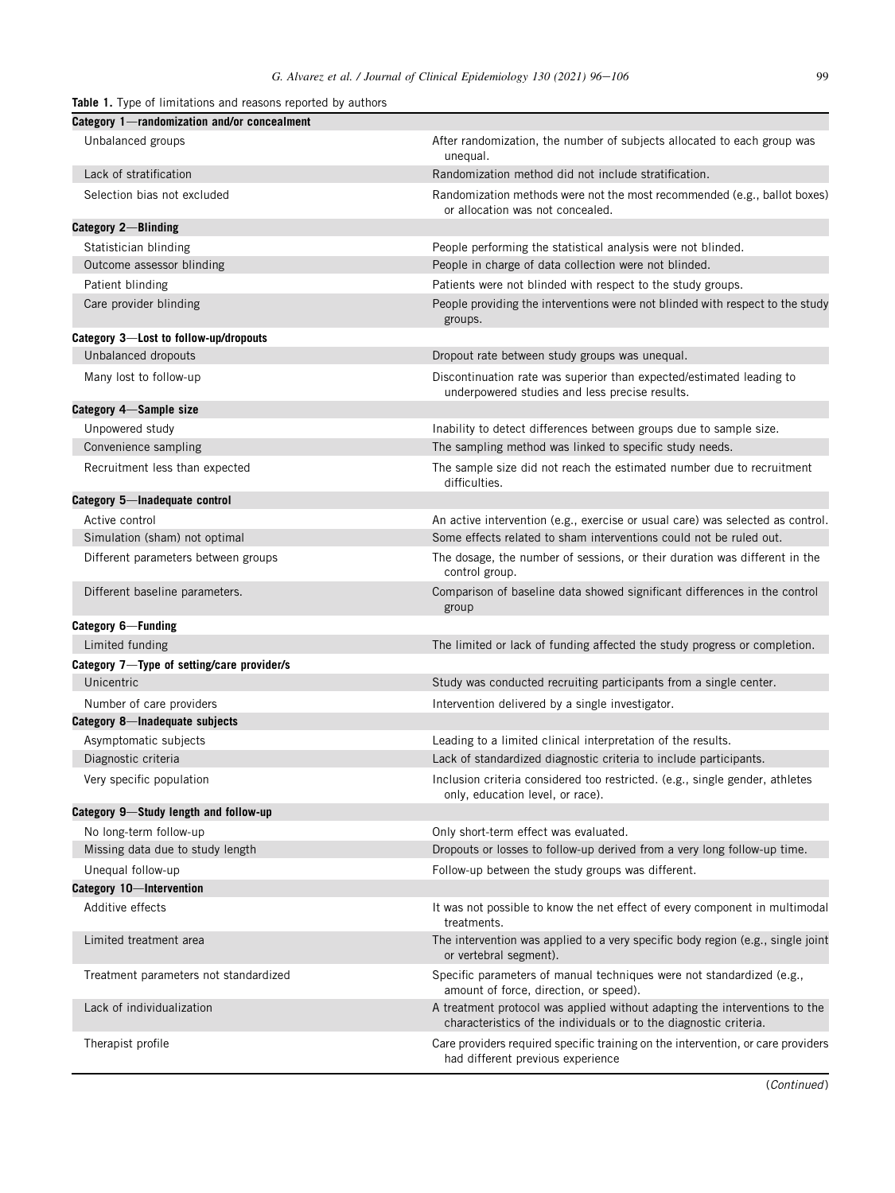**Table 1.** Type of limitations and reasons reported by authors

| Limitation | Reason |
| --- | --- |
| **Category 1—randomization and/or concealment** | |
| Unbalanced groups | After randomization, the number of subjects allocated to each group was unequal. |
| Lack of stratification | Randomization method did not include stratification. |
| Selection bias not excluded | Randomization methods were not the most recommended (e.g., ballot boxes) or allocation was not concealed. |
| **Category 2—Blinding** | |
| Statistician blinding | People performing the statistical analysis were not blinded. |
| Outcome assessor blinding | People in charge of data collection were not blinded. |
| Patient blinding | Patients were not blinded with respect to the study groups. |
| Care provider blinding | People providing the interventions were not blinded with respect to the study groups. |
| **Category 3—Lost to follow-up/dropouts** | |
| Unbalanced dropouts | Dropout rate between study groups was unequal. |
| Many lost to follow-up | Discontinuation rate was superior than expected/estimated leading to underpowered studies and less precise results. |
| **Category 4—Sample size** | |
| Unpowered study | Inability to detect differences between groups due to sample size. |
| Convenience sampling | The sampling method was linked to specific study needs. |
| Recruitment less than expected | The sample size did not reach the estimated number due to recruitment difficulties. |
| **Category 5—Inadequate control** | |
| Active control | An active intervention (e.g., exercise or usual care) was selected as control. |
| Simulation (sham) not optimal | Some effects related to sham interventions could not be ruled out. |
| Different parameters between groups | The dosage, the number of sessions, or their duration was different in the control group. |
| Different baseline parameters. | Comparison of baseline data showed significant differences in the control group |
| **Category 6—Funding** | |
| Limited funding | The limited or lack of funding affected the study progress or completion. |
| **Category 7—Type of setting/care provider/s** | |
| Unicentric | Study was conducted recruiting participants from a single center. |
| Number of care providers | Intervention delivered by a single investigator. |
| **Category 8—Inadequate subjects** | |
| Asymptomatic subjects | Leading to a limited clinical interpretation of the results. |
| Diagnostic criteria | Lack of standardized diagnostic criteria to include participants. |
| Very specific population | Inclusion criteria considered too restricted. (e.g., single gender, athletes only, education level, or race). |
| **Category 9—Study length and follow-up** | |
| No long-term follow-up | Only short-term effect was evaluated. |
| Missing data due to study length | Dropouts or losses to follow-up derived from a very long follow-up time. |
| Unequal follow-up | Follow-up between the study groups was different. |
| **Category 10—Intervention** | |
| Additive effects | It was not possible to know the net effect of every component in multimodal treatments. |
| Limited treatment area | The intervention was applied to a very specific body region (e.g., single joint or vertebral segment). |
| Treatment parameters not standardized | Specific parameters of manual techniques were not standardized (e.g., amount of force, direction, or speed). |
| Lack of individualization | A treatment protocol was applied without adapting the interventions to the characteristics of the individuals or to the diagnostic criteria. |
| Therapist profile | Care providers required specific training on the intervention, or care providers had different previous experience |

(*Continued*)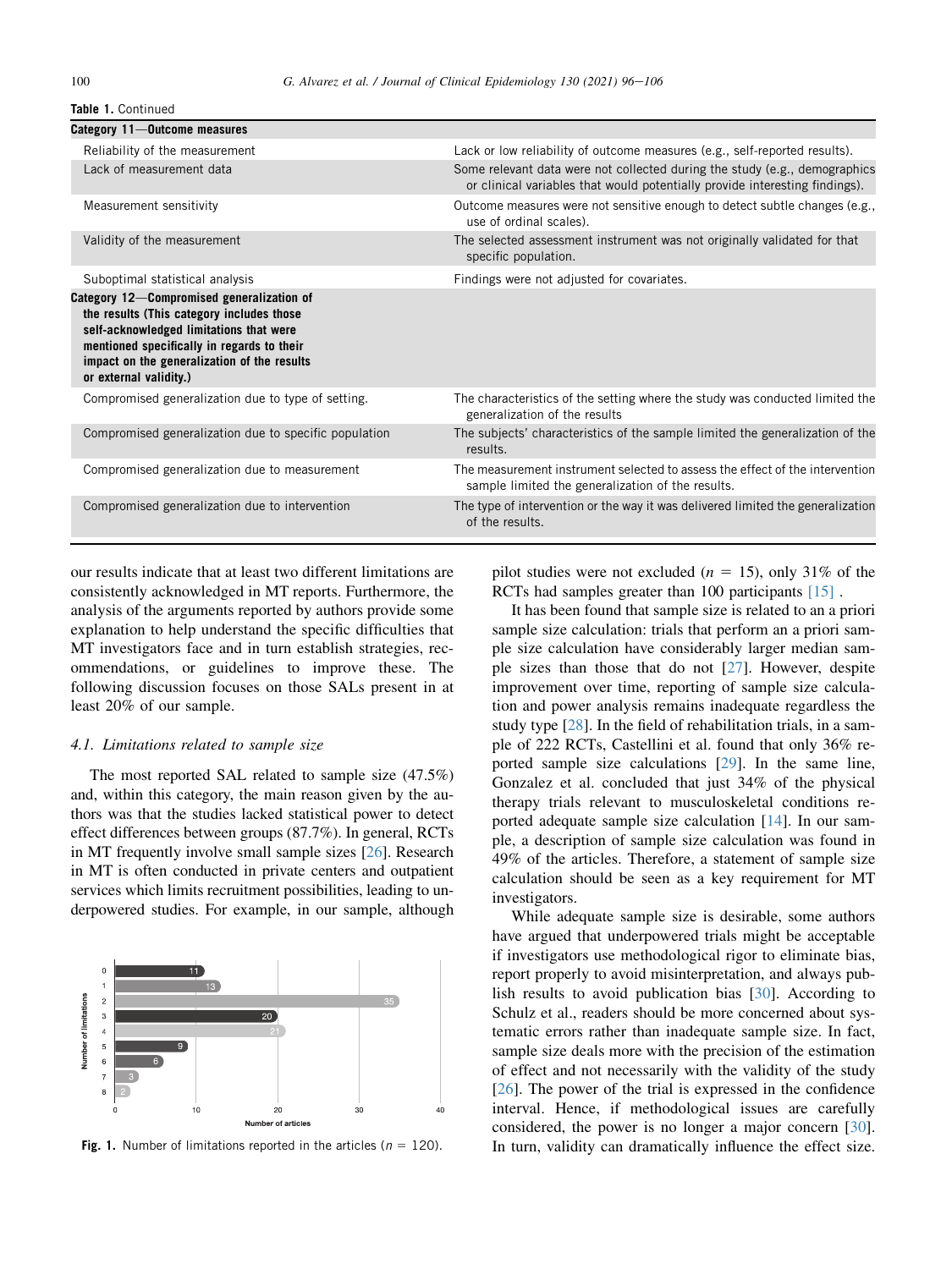**Table 1.** Continued

| | |
|---|---|
| **Category 11—Outcome measures** | |
| Reliability of the measurement | Lack or low reliability of outcome measures (e.g., self-reported results). |
| Lack of measurement data | Some relevant data were not collected during the study (e.g., demographics or clinical variables that would potentially provide interesting findings). |
| Measurement sensitivity | Outcome measures were not sensitive enough to detect subtle changes (e.g., use of ordinal scales). |
| Validity of the measurement | The selected assessment instrument was not originally validated for that specific population. |
| Suboptimal statistical analysis | Findings were not adjusted for covariates. |
| **Category 12—Compromised generalization of the results (This category includes those self-acknowledged limitations that were mentioned specifically in regards to their impact on the generalization of the results or external validity.)** | |
| Compromised generalization due to type of setting. | The characteristics of the setting where the study was conducted limited the generalization of the results |
| Compromised generalization due to specific population | The subjects' characteristics of the sample limited the generalization of the results. |
| Compromised generalization due to measurement | The measurement instrument selected to assess the effect of the intervention sample limited the generalization of the results. |
| Compromised generalization due to intervention | The type of intervention or the way it was delivered limited the generalization of the results. |

our results indicate that at least two different limitations are consistently acknowledged in MT reports. Furthermore, the analysis of the arguments reported by authors provide some explanation to help understand the specific difficulties that MT investigators face and in turn establish strategies, recommendations, or guidelines to improve these. The following discussion focuses on those SALs present in at least 20% of our sample.

### 4.1. Limitations related to sample size

The most reported SAL related to sample size (47.5%) and, within this category, the main reason given by the authors was that the studies lacked statistical power to detect effect differences between groups (87.7%). In general, RCTs in MT frequently involve small sample sizes [26]. Research in MT is often conducted in private centers and outpatient services which limits recruitment possibilities, leading to underpowered studies. For example, in our sample, although pilot studies were not excluded ($n = 15$), only 31% of the RCTs had samples greater than 100 participants [15] .

Fig. 1. Number of limitations reported in the articles ($n = 120$).

It has been found that sample size is related to an a priori sample size calculation: trials that perform an a priori sample size calculation have considerably larger median sample sizes than those that do not [27]. However, despite improvement over time, reporting of sample size calculation and power analysis remains inadequate regardless the study type [28]. In the field of rehabilitation trials, in a sample of 222 RCTs, Castellini et al. found that only 36% reported sample size calculations [29]. In the same line, Gonzalez et al. concluded that just 34% of the physical therapy trials relevant to musculoskeletal conditions reported adequate sample size calculation [14]. In our sample, a description of sample size calculation was found in 49% of the articles. Therefore, a statement of sample size calculation should be seen as a key requirement for MT investigators.

While adequate sample size is desirable, some authors have argued that underpowered trials might be acceptable if investigators use methodological rigor to eliminate bias, report properly to avoid misinterpretation, and always publish results to avoid publication bias [30]. According to Schulz et al., readers should be more concerned about systematic errors rather than inadequate sample size. In fact, sample size deals more with the precision of the estimation of effect and not necessarily with the validity of the study [26]. The power of the trial is expressed in the confidence interval. Hence, if methodological issues are carefully considered, the power is no longer a major concern [30]. In turn, validity can dramatically influence the effect size.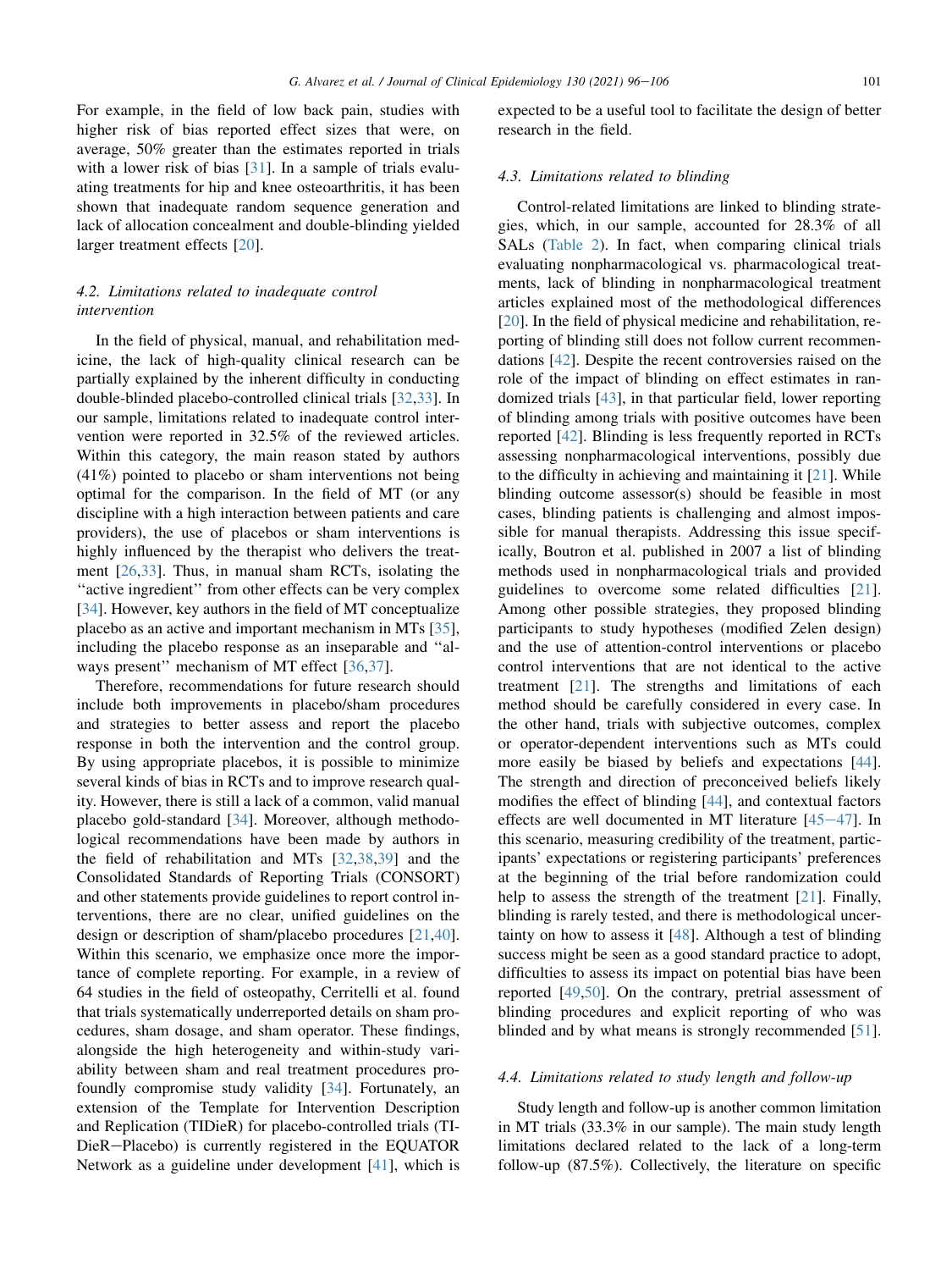For example, in the field of low back pain, studies with higher risk of bias reported effect sizes that were, on average, 50% greater than the estimates reported in trials with a lower risk of bias [31]. In a sample of trials evaluating treatments for hip and knee osteoarthritis, it has been shown that inadequate random sequence generation and lack of allocation concealment and double-blinding yielded larger treatment effects [20].

### 4.2. Limitations related to inadequate control intervention

In the field of physical, manual, and rehabilitation medicine, the lack of high-quality clinical research can be partially explained by the inherent difficulty in conducting double-blinded placebo-controlled clinical trials [32,33]. In our sample, limitations related to inadequate control intervention were reported in 32.5% of the reviewed articles. Within this category, the main reason stated by authors (41%) pointed to placebo or sham interventions not being optimal for the comparison. In the field of MT (or any discipline with a high interaction between patients and care providers), the use of placebos or sham interventions is highly influenced by the therapist who delivers the treatment [26,33]. Thus, in manual sham RCTs, isolating the "active ingredient" from other effects can be very complex [34]. However, key authors in the field of MT conceptualize placebo as an active and important mechanism in MTs [35], including the placebo response as an inseparable and "always present" mechanism of MT effect [36,37].

Therefore, recommendations for future research should include both improvements in placebo/sham procedures and strategies to better assess and report the placebo response in both the intervention and the control group. By using appropriate placebos, it is possible to minimize several kinds of bias in RCTs and to improve research quality. However, there is still a lack of a common, valid manual placebo gold-standard [34]. Moreover, although methodological recommendations have been made by authors in the field of rehabilitation and MTs [32,38,39] and the Consolidated Standards of Reporting Trials (CONSORT) and other statements provide guidelines to report control interventions, there are no clear, unified guidelines on the design or description of sham/placebo procedures [21,40]. Within this scenario, we emphasize once more the importance of complete reporting. For example, in a review of 64 studies in the field of osteopathy, Cerritelli et al. found that trials systematically underreported details on sham procedures, sham dosage, and sham operator. These findings, alongside the high heterogeneity and within-study variability between sham and real treatment procedures profoundly compromise study validity [34]. Fortunately, an extension of the Template for Intervention Description and Replication (TIDieR) for placebo-controlled trials (TIDieR−Placebo) is currently registered in the EQUATOR Network as a guideline under development [41], which is expected to be a useful tool to facilitate the design of better research in the field.

### 4.3. Limitations related to blinding

Control-related limitations are linked to blinding strategies, which, in our sample, accounted for 28.3% of all SALs (Table 2). In fact, when comparing clinical trials evaluating nonpharmacological vs. pharmacological treatments, lack of blinding in nonpharmacological treatment articles explained most of the methodological differences [20]. In the field of physical medicine and rehabilitation, reporting of blinding still does not follow current recommendations [42]. Despite the recent controversies raised on the role of the impact of blinding on effect estimates in randomized trials [43], in that particular field, lower reporting of blinding among trials with positive outcomes have been reported [42]. Blinding is less frequently reported in RCTs assessing nonpharmacological interventions, possibly due to the difficulty in achieving and maintaining it [21]. While blinding outcome assessor(s) should be feasible in most cases, blinding patients is challenging and almost impossible for manual therapists. Addressing this issue specifically, Boutron et al. published in 2007 a list of blinding methods used in nonpharmacological trials and provided guidelines to overcome some related difficulties [21]. Among other possible strategies, they proposed blinding participants to study hypotheses (modified Zelen design) and the use of attention-control interventions or placebo control interventions that are not identical to the active treatment [21]. The strengths and limitations of each method should be carefully considered in every case. In the other hand, trials with subjective outcomes, complex or operator-dependent interventions such as MTs could more easily be biased by beliefs and expectations [44]. The strength and direction of preconceived beliefs likely modifies the effect of blinding [44], and contextual factors effects are well documented in MT literature [45−47]. In this scenario, measuring credibility of the treatment, participants' expectations or registering participants' preferences at the beginning of the trial before randomization could help to assess the strength of the treatment [21]. Finally, blinding is rarely tested, and there is methodological uncertainty on how to assess it [48]. Although a test of blinding success might be seen as a good standard practice to adopt, difficulties to assess its impact on potential bias have been reported [49,50]. On the contrary, pretrial assessment of blinding procedures and explicit reporting of who was blinded and by what means is strongly recommended [51].

### 4.4. Limitations related to study length and follow-up

Study length and follow-up is another common limitation in MT trials (33.3% in our sample). The main study length limitations declared related to the lack of a long-term follow-up (87.5%). Collectively, the literature on specific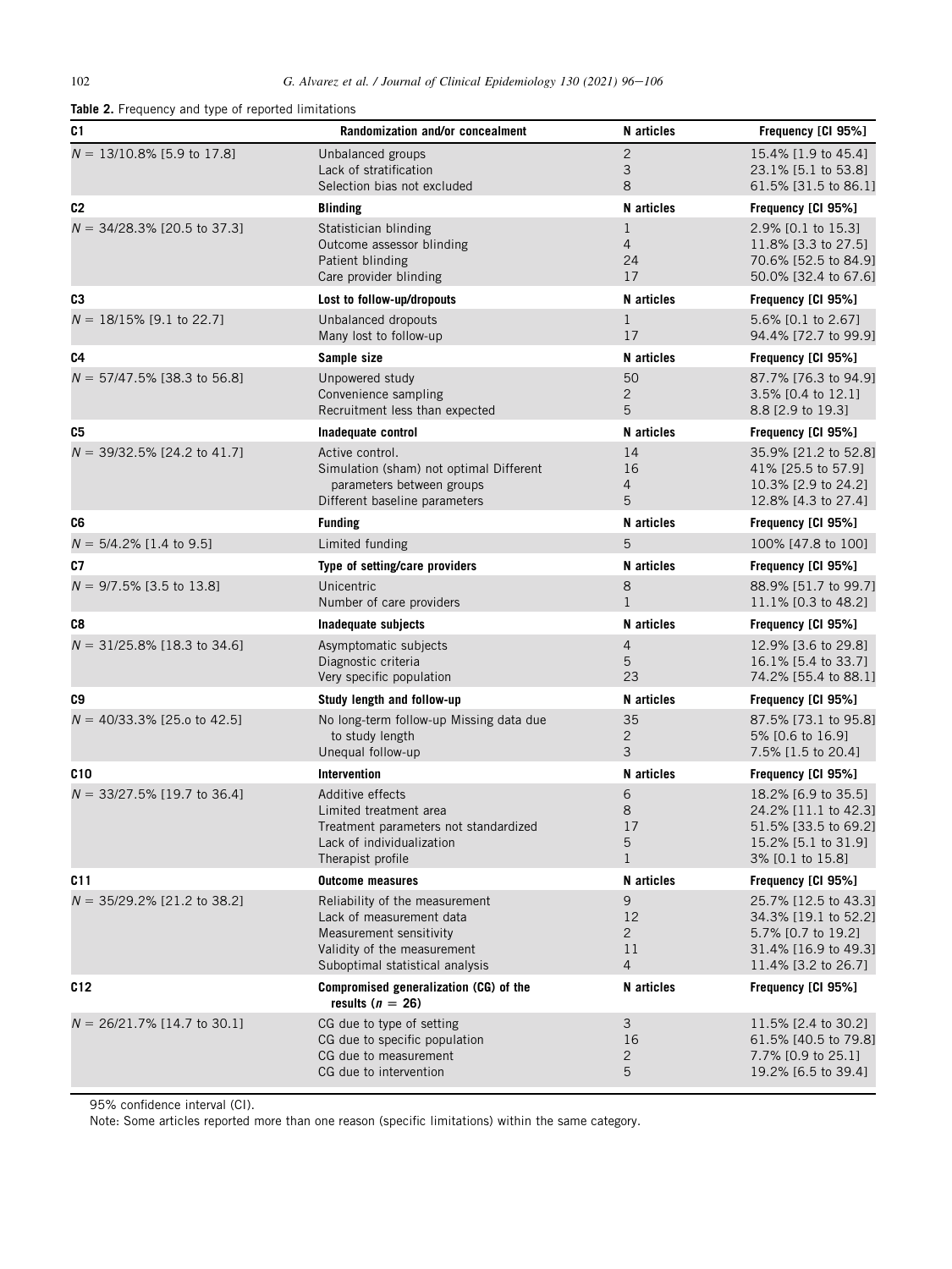**Table 2.** Frequency and type of reported limitations

| C1 | Randomization and/or concealment | N articles | Frequency [CI 95%] |
|---|---|---|---|
| $N$ = 13/10.8% [5.9 to 17.8] | Unbalanced groups<br>Lack of stratification<br>Selection bias not excluded | 2<br>3<br>8 | 15.4% [1.9 to 45.4]<br>23.1% [5.1 to 53.8]<br>61.5% [31.5 to 86.1] |
| **C2** | **Blinding** | **N articles** | **Frequency [CI 95%]** |
| $N$ = 34/28.3% [20.5 to 37.3] | Statistician blinding<br>Outcome assessor blinding<br>Patient blinding<br>Care provider blinding | 1<br>4<br>24<br>17 | 2.9% [0.1 to 15.3]<br>11.8% [3.3 to 27.5]<br>70.6% [52.5 to 84.9]<br>50.0% [32.4 to 67.6] |
| **C3** | **Lost to follow-up/dropouts** | **N articles** | **Frequency [CI 95%]** |
| $N$ = 18/15% [9.1 to 22.7] | Unbalanced dropouts<br>Many lost to follow-up | 1<br>17 | 5.6% [0.1 to 2.67]<br>94.4% [72.7 to 99.9] |
| **C4** | **Sample size** | **N articles** | **Frequency [CI 95%]** |
| $N$ = 57/47.5% [38.3 to 56.8] | Unpowered study<br>Convenience sampling<br>Recruitment less than expected | 50<br>2<br>5 | 87.7% [76.3 to 94.9]<br>3.5% [0.4 to 12.1]<br>8.8 [2.9 to 19.3] |
| **C5** | **Inadequate control** | **N articles** | **Frequency [CI 95%]** |
| $N$ = 39/32.5% [24.2 to 41.7] | Active control.<br>Simulation (sham) not optimal Different parameters between groups<br>Different baseline parameters | 14<br>16<br>4<br>5 | 35.9% [21.2 to 52.8]<br>41% [25.5 to 57.9]<br>10.3% [2.9 to 24.2]<br>12.8% [4.3 to 27.4] |
| **C6** | **Funding** | **N articles** | **Frequency [CI 95%]** |
| $N$ = 5/4.2% [1.4 to 9.5] | Limited funding | 5 | 100% [47.8 to 100] |
| **C7** | **Type of setting/care providers** | **N articles** | **Frequency [CI 95%]** |
| $N$ = 9/7.5% [3.5 to 13.8] | Unicentric<br>Number of care providers | 8<br>1 | 88.9% [51.7 to 99.7]<br>11.1% [0.3 to 48.2] |
| **C8** | **Inadequate subjects** | **N articles** | **Frequency [CI 95%]** |
| $N$ = 31/25.8% [18.3 to 34.6] | Asymptomatic subjects<br>Diagnostic criteria<br>Very specific population | 4<br>5<br>23 | 12.9% [3.6 to 29.8]<br>16.1% [5.4 to 33.7]<br>74.2% [55.4 to 88.1] |
| **C9** | **Study length and follow-up** | **N articles** | **Frequency [CI 95%]** |
| $N$ = 40/33.3% [25.o to 42.5] | No long-term follow-up Missing data due to study length<br>Unequal follow-up | 35<br>2<br>3 | 87.5% [73.1 to 95.8]<br>5% [0.6 to 16.9]<br>7.5% [1.5 to 20.4] |
| **C10** | **Intervention** | **N articles** | **Frequency [CI 95%]** |
| $N$ = 33/27.5% [19.7 to 36.4] | Additive effects<br>Limited treatment area<br>Treatment parameters not standardized<br>Lack of individualization<br>Therapist profile | 6<br>8<br>17<br>5<br>1 | 18.2% [6.9 to 35.5]<br>24.2% [11.1 to 42.3]<br>51.5% [33.5 to 69.2]<br>15.2% [5.1 to 31.9]<br>3% [0.1 to 15.8] |
| **C11** | **Outcome measures** | **N articles** | **Frequency [CI 95%]** |
| $N$ = 35/29.2% [21.2 to 38.2] | Reliability of the measurement<br>Lack of measurement data<br>Measurement sensitivity<br>Validity of the measurement<br>Suboptimal statistical analysis | 9<br>12<br>2<br>11<br>4 | 25.7% [12.5 to 43.3]<br>34.3% [19.1 to 52.2]<br>5.7% [0.7 to 19.2]<br>31.4% [16.9 to 49.3]<br>11.4% [3.2 to 26.7] |
| **C12** | **Compromised generalization (CG) of the results ($n$ = 26)** | **N articles** | **Frequency [CI 95%]** |
| $N$ = 26/21.7% [14.7 to 30.1] | CG due to type of setting<br>CG due to specific population<br>CG due to measurement<br>CG due to intervention | 3<br>16<br>2<br>5 | 11.5% [2.4 to 30.2]<br>61.5% [40.5 to 79.8]<br>7.7% [0.9 to 25.1]<br>19.2% [6.5 to 39.4] |

95% confidence interval (CI).

Note: Some articles reported more than one reason (specific limitations) within the same category.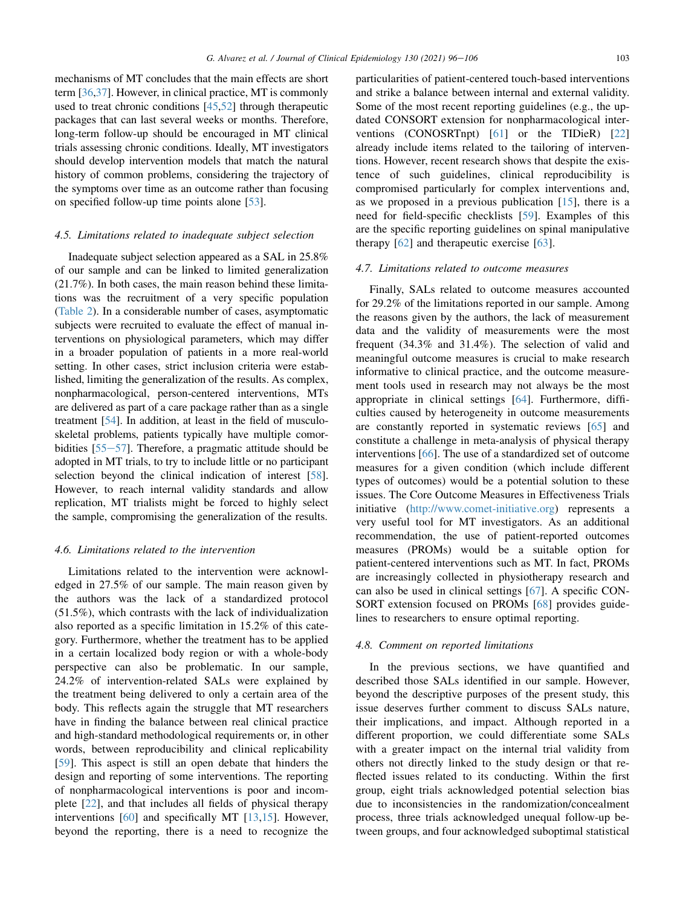mechanisms of MT concludes that the main effects are short term [36,37]. However, in clinical practice, MT is commonly used to treat chronic conditions [45,52] through therapeutic packages that can last several weeks or months. Therefore, long-term follow-up should be encouraged in MT clinical trials assessing chronic conditions. Ideally, MT investigators should develop intervention models that match the natural history of common problems, considering the trajectory of the symptoms over time as an outcome rather than focusing on specified follow-up time points alone [53].

### 4.5. Limitations related to inadequate subject selection

Inadequate subject selection appeared as a SAL in 25.8% of our sample and can be linked to limited generalization (21.7%). In both cases, the main reason behind these limitations was the recruitment of a very specific population (Table 2). In a considerable number of cases, asymptomatic subjects were recruited to evaluate the effect of manual interventions on physiological parameters, which may differ in a broader population of patients in a more real-world setting. In other cases, strict inclusion criteria were established, limiting the generalization of the results. As complex, nonpharmacological, person-centered interventions, MTs are delivered as part of a care package rather than as a single treatment [54]. In addition, at least in the field of musculoskeletal problems, patients typically have multiple comorbidities [55–57]. Therefore, a pragmatic attitude should be adopted in MT trials, to try to include little or no participant selection beyond the clinical indication of interest [58]. However, to reach internal validity standards and allow replication, MT trialists might be forced to highly select the sample, compromising the generalization of the results.

### 4.6. Limitations related to the intervention

Limitations related to the intervention were acknowledged in 27.5% of our sample. The main reason given by the authors was the lack of a standardized protocol (51.5%), which contrasts with the lack of individualization also reported as a specific limitation in 15.2% of this category. Furthermore, whether the treatment has to be applied in a certain localized body region or with a whole-body perspective can also be problematic. In our sample, 24.2% of intervention-related SALs were explained by the treatment being delivered to only a certain area of the body. This reflects again the struggle that MT researchers have in finding the balance between real clinical practice and high-standard methodological requirements or, in other words, between reproducibility and clinical replicability [59]. This aspect is still an open debate that hinders the design and reporting of some interventions. The reporting of nonpharmacological interventions is poor and incomplete [22], and that includes all fields of physical therapy interventions [60] and specifically MT [13,15]. However, beyond the reporting, there is a need to recognize the particularities of patient-centered touch-based interventions and strike a balance between internal and external validity. Some of the most recent reporting guidelines (e.g., the updated CONSORT extension for nonpharmacological interventions (CONOSRTnpt) [61] or the TIDieR) [22] already include items related to the tailoring of interventions. However, recent research shows that despite the existence of such guidelines, clinical reproducibility is compromised particularly for complex interventions and, as we proposed in a previous publication [15], there is a need for field-specific checklists [59]. Examples of this are the specific reporting guidelines on spinal manipulative therapy [62] and therapeutic exercise [63].

### 4.7. Limitations related to outcome measures

Finally, SALs related to outcome measures accounted for 29.2% of the limitations reported in our sample. Among the reasons given by the authors, the lack of measurement data and the validity of measurements were the most frequent (34.3% and 31.4%). The selection of valid and meaningful outcome measures is crucial to make research informative to clinical practice, and the outcome measurement tools used in research may not always be the most appropriate in clinical settings [64]. Furthermore, difficulties caused by heterogeneity in outcome measurements are constantly reported in systematic reviews [65] and constitute a challenge in meta-analysis of physical therapy interventions [66]. The use of a standardized set of outcome measures for a given condition (which include different types of outcomes) would be a potential solution to these issues. The Core Outcome Measures in Effectiveness Trials initiative (http://www.comet-initiative.org) represents a very useful tool for MT investigators. As an additional recommendation, the use of patient-reported outcomes measures (PROMs) would be a suitable option for patient-centered interventions such as MT. In fact, PROMs are increasingly collected in physiotherapy research and can also be used in clinical settings [67]. A specific CONSORT extension focused on PROMs [68] provides guidelines to researchers to ensure optimal reporting.

### 4.8. Comment on reported limitations

In the previous sections, we have quantified and described those SALs identified in our sample. However, beyond the descriptive purposes of the present study, this issue deserves further comment to discuss SALs nature, their implications, and impact. Although reported in a different proportion, we could differentiate some SALs with a greater impact on the internal trial validity from others not directly linked to the study design or that reflected issues related to its conducting. Within the first group, eight trials acknowledged potential selection bias due to inconsistencies in the randomization/concealment process, three trials acknowledged unequal follow-up between groups, and four acknowledged suboptimal statistical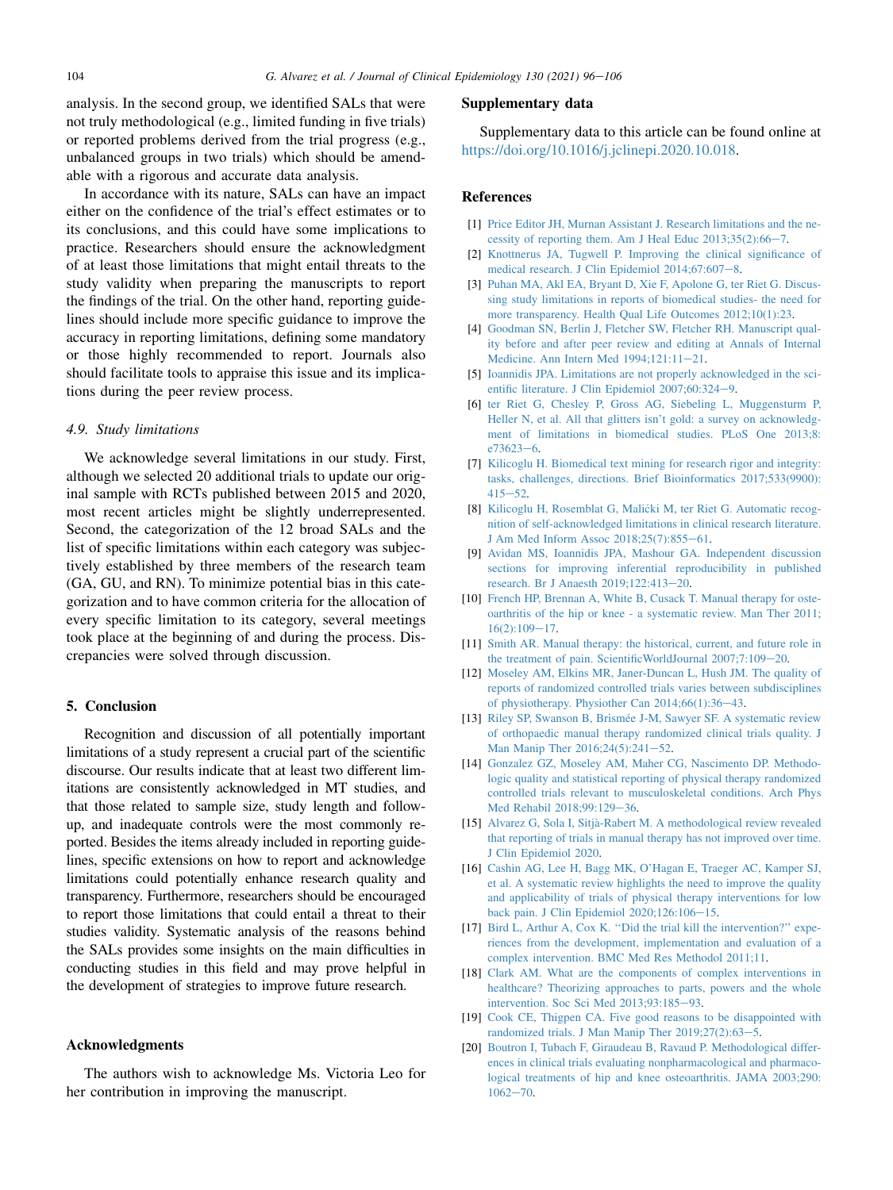analysis. In the second group, we identified SALs that were not truly methodological (e.g., limited funding in five trials) or reported problems derived from the trial progress (e.g., unbalanced groups in two trials) which should be amendable with a rigorous and accurate data analysis.

In accordance with its nature, SALs can have an impact either on the confidence of the trial's effect estimates or to its conclusions, and this could have some implications to practice. Researchers should ensure the acknowledgment of at least those limitations that might entail threats to the study validity when preparing the manuscripts to report the findings of the trial. On the other hand, reporting guidelines should include more specific guidance to improve the accuracy in reporting limitations, defining some mandatory or those highly recommended to report. Journals also should facilitate tools to appraise this issue and its implications during the peer review process.

### *4.9. Study limitations*

We acknowledge several limitations in our study. First, although we selected 20 additional trials to update our original sample with RCTs published between 2015 and 2020, most recent articles might be slightly underrepresented. Second, the categorization of the 12 broad SALs and the list of specific limitations within each category was subjectively established by three members of the research team (GA, GU, and RN). To minimize potential bias in this categorization and to have common criteria for the allocation of every specific limitation to its category, several meetings took place at the beginning of and during the process. Discrepancies were solved through discussion.

## 5. Conclusion

Recognition and discussion of all potentially important limitations of a study represent a crucial part of the scientific discourse. Our results indicate that at least two different limitations are consistently acknowledged in MT studies, and that those related to sample size, study length and follow-up, and inadequate controls were the most commonly reported. Besides the items already included in reporting guidelines, specific extensions on how to report and acknowledge limitations could potentially enhance research quality and transparency. Furthermore, researchers should be encouraged to report those limitations that could entail a threat to their studies validity. Systematic analysis of the reasons behind the SALs provides some insights on the main difficulties in conducting studies in this field and may prove helpful in the development of strategies to improve future research.

## Acknowledgments

The authors wish to acknowledge Ms. Victoria Leo for her contribution in improving the manuscript.

## Supplementary data

Supplementary data to this article can be found online at https://doi.org/10.1016/j.jclinepi.2020.10.018.

## References

[1] Price Editor JH, Murnan Assistant J. Research limitations and the necessity of reporting them. Am J Heal Educ 2013;35(2):66−7.

[2] Knottnerus JA, Tugwell P. Improving the clinical significance of medical research. J Clin Epidemiol 2014;67:607−8.

[3] Puhan MA, Akl EA, Bryant D, Xie F, Apolone G, ter Riet G. Discussing study limitations in reports of biomedical studies- the need for more transparency. Health Qual Life Outcomes 2012;10(1):23.

[4] Goodman SN, Berlin J, Fletcher SW, Fletcher RH. Manuscript quality before and after peer review and editing at Annals of Internal Medicine. Ann Intern Med 1994;121:11−21.

[5] Ioannidis JPA. Limitations are not properly acknowledged in the scientific literature. J Clin Epidemiol 2007;60:324−9.

[6] ter Riet G, Chesley P, Gross AG, Siebeling L, Muggensturm P, Heller N, et al. All that glitters isn't gold: a survey on acknowledgment of limitations in biomedical studies. PLoS One 2013;8:e73623−6.

[7] Kilicoglu H. Biomedical text mining for research rigor and integrity: tasks, challenges, directions. Brief Bioinformatics 2017;533(9900):415−52.

[8] Kilicoglu H, Rosemblat G, Malički M, ter Riet G. Automatic recognition of self-acknowledged limitations in clinical research literature. J Am Med Inform Assoc 2018;25(7):855−61.

[9] Avidan MS, Ioannidis JPA, Mashour GA. Independent discussion sections for improving inferential reproducibility in published research. Br J Anaesth 2019;122:413−20.

[10] French HP, Brennan A, White B, Cusack T. Manual therapy for osteoarthritis of the hip or knee - a systematic review. Man Ther 2011;16(2):109−17.

[11] Smith AR. Manual therapy: the historical, current, and future role in the treatment of pain. ScientificWorldJournal 2007;7:109−20.

[12] Moseley AM, Elkins MR, Janer-Duncan L, Hush JM. The quality of reports of randomized controlled trials varies between subdisciplines of physiotherapy. Physiother Can 2014;66(1):36−43.

[13] Riley SP, Swanson B, Brismée J-M, Sawyer SF. A systematic review of orthopaedic manual therapy randomized clinical trials quality. J Man Manip Ther 2016;24(5):241−52.

[14] Gonzalez GZ, Moseley AM, Maher CG, Nascimento DP. Methodologic quality and statistical reporting of physical therapy randomized controlled trials relevant to musculoskeletal conditions. Arch Phys Med Rehabil 2018;99:129−36.

[15] Alvarez G, Sola I, Sitjà-Rabert M. A methodological review revealed that reporting of trials in manual therapy has not improved over time. J Clin Epidemiol 2020.

[16] Cashin AG, Lee H, Bagg MK, O'Hagan E, Traeger AC, Kamper SJ, et al. A systematic review highlights the need to improve the quality and applicability of trials of physical therapy interventions for low back pain. J Clin Epidemiol 2020;126:106−15.

[17] Bird L, Arthur A, Cox K. "Did the trial kill the intervention?" experiences from the development, implementation and evaluation of a complex intervention. BMC Med Res Methodol 2011;11.

[18] Clark AM. What are the components of complex interventions in healthcare? Theorizing approaches to parts, powers and the whole intervention. Soc Sci Med 2013;93:185−93.

[19] Cook CE, Thigpen CA. Five good reasons to be disappointed with randomized trials. J Man Manip Ther 2019;27(2):63−5.

[20] Boutron I, Tubach F, Giraudeau B, Ravaud P. Methodological differences in clinical trials evaluating nonpharmacological and pharmacological treatments of hip and knee osteoarthritis. JAMA 2003;290:1062−70.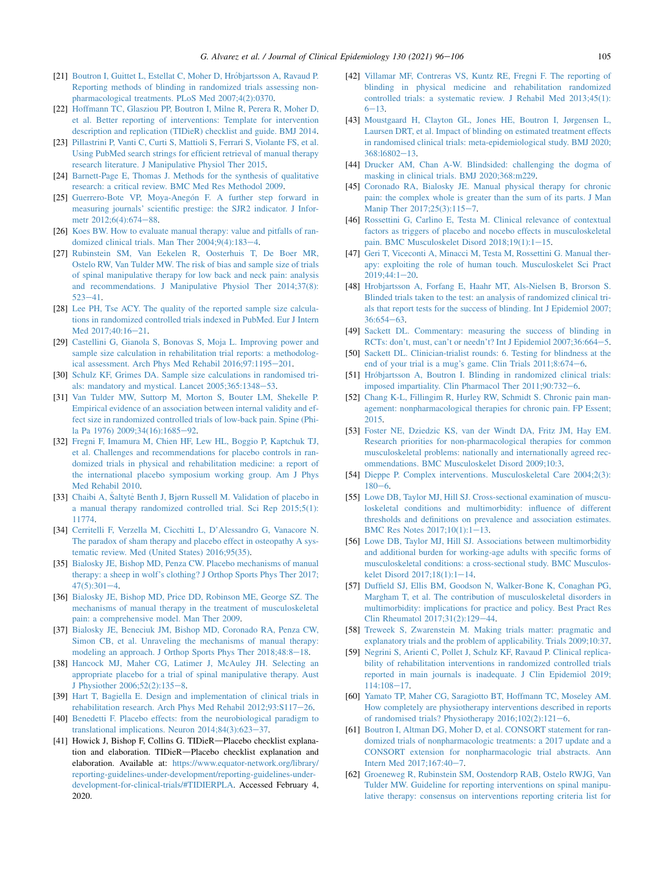[21] Boutron I, Guittet L, Estellat C, Moher D, Hróbjartsson A, Ravaud P. Reporting methods of blinding in randomized trials assessing non-pharmacological treatments. PLoS Med 2007;4(2):0370.

[22] Hoffmann TC, Glasziou PP, Boutron I, Milne R, Perera R, Moher D, et al. Better reporting of interventions: Template for intervention description and replication (TIDieR) checklist and guide. BMJ 2014.

[23] Pillastrini P, Vanti C, Curti S, Mattioli S, Ferrari S, Violante FS, et al. Using PubMed search strings for efficient retrieval of manual therapy research literature. J Manipulative Physiol Ther 2015.

[24] Barnett-Page E, Thomas J. Methods for the synthesis of qualitative research: a critical review. BMC Med Res Methodol 2009.

[25] Guerrero-Bote VP, Moya-Anegón F. A further step forward in measuring journals' scientific prestige: the SJR2 indicator. J Informetr 2012;6(4):674−88.

[26] Koes BW. How to evaluate manual therapy: value and pitfalls of randomized clinical trials. Man Ther 2004;9(4):183−4.

[27] Rubinstein SM, Van Eekelen R, Oosterhuis T, De Boer MR, Ostelo RW, Van Tulder MW. The risk of bias and sample size of trials of spinal manipulative therapy for low back and neck pain: analysis and recommendations. J Manipulative Physiol Ther 2014;37(8):523−41.

[28] Lee PH, Tse ACY. The quality of the reported sample size calculations in randomized controlled trials indexed in PubMed. Eur J Intern Med 2017;40:16−21.

[29] Castellini G, Gianola S, Bonovas S, Moja L. Improving power and sample size calculation in rehabilitation trial reports: a methodological assessment. Arch Phys Med Rehabil 2016;97:1195−201.

[30] Schulz KF, Grimes DA. Sample size calculations in randomised trials: mandatory and mystical. Lancet 2005;365:1348−53.

[31] Van Tulder MW, Suttorp M, Morton S, Bouter LM, Shekelle P. Empirical evidence of an association between internal validity and effect size in randomized controlled trials of low-back pain. Spine (Phila Pa 1976) 2009;34(16):1685−92.

[32] Fregni F, Imamura M, Chien HF, Lew HL, Boggio P, Kaptchuk TJ, et al. Challenges and recommendations for placebo controls in randomized trials in physical and rehabilitation medicine: a report of the international placebo symposium working group. Am J Phys Med Rehabil 2010.

[33] Chaibi A, Šaltytė Benth J, Bjørn Russell M. Validation of placebo in a manual therapy randomized controlled trial. Sci Rep 2015;5(1):11774.

[34] Cerritelli F, Verzella M, Cicchitti L, D'Alessandro G, Vanacore N. The paradox of sham therapy and placebo effect in osteopathy A systematic review. Med (United States) 2016;95(35).

[35] Bialosky JE, Bishop MD, Penza CW. Placebo mechanisms of manual therapy: a sheep in wolf's clothing? J Orthop Sports Phys Ther 2017;47(5):301−4.

[36] Bialosky JE, Bishop MD, Price DD, Robinson ME, George SZ. The mechanisms of manual therapy in the treatment of musculoskeletal pain: a comprehensive model. Man Ther 2009.

[37] Bialosky JE, Beneciuk JM, Bishop MD, Coronado RA, Penza CW, Simon CB, et al. Unraveling the mechanisms of manual therapy: modeling an approach. J Orthop Sports Phys Ther 2018;48:8−18.

[38] Hancock MJ, Maher CG, Latimer J, McAuley JH. Selecting an appropriate placebo for a trial of spinal manipulative therapy. Aust J Physiother 2006;52(2):135−8.

[39] Hart T, Bagiella E. Design and implementation of clinical trials in rehabilitation research. Arch Phys Med Rehabil 2012;93:S117−26.

[40] Benedetti F. Placebo effects: from the neurobiological paradigm to translational implications. Neuron 2014;84(3):623−37.

[41] Howick J, Bishop F, Collins G. TIDieR—Placebo checklist explanation and elaboration. TIDieR—Placebo checklist explanation and elaboration. Available at: https://www.equator-network.org/library/reporting-guidelines-under-development/reporting-guidelines-under-development-for-clinical-trials/#TIDIERPLA. Accessed February 4, 2020.

[42] Villamar MF, Contreras VS, Kuntz RE, Fregni F. The reporting of blinding in physical medicine and rehabilitation randomized controlled trials: a systematic review. J Rehabil Med 2013;45(1):6−13.

[43] Moustgaard H, Clayton GL, Jones HE, Boutron I, Jørgensen L, Laursen DRT, et al. Impact of blinding on estimated treatment effects in randomised clinical trials: meta-epidemiological study. BMJ 2020;368:l6802−13.

[44] Drucker AM, Chan A-W. Blindsided: challenging the dogma of masking in clinical trials. BMJ 2020;368:m229.

[45] Coronado RA, Bialosky JE. Manual physical therapy for chronic pain: the complex whole is greater than the sum of its parts. J Man Manip Ther 2017;25(3):115−7.

[46] Rossettini G, Carlino E, Testa M. Clinical relevance of contextual factors as triggers of placebo and nocebo effects in musculoskeletal pain. BMC Musculoskelet Disord 2018;19(1):1−15.

[47] Geri T, Viceconti A, Minacci M, Testa M, Rossettini G. Manual therapy: exploiting the role of human touch. Musculoskelet Sci Pract 2019;44:1−20.

[48] Hrobjartsson A, Forfang E, Haahr MT, Als-Nielsen B, Brorson S. Blinded trials taken to the test: an analysis of randomized clinical trials that report tests for the success of blinding. Int J Epidemiol 2007;36:654−63.

[49] Sackett DL. Commentary: measuring the success of blinding in RCTs: don't, must, can't or needn't? Int J Epidemiol 2007;36:664−5.

[50] Sackett DL. Clinician-trialist rounds: 6. Testing for blindness at the end of your trial is a mug's game. Clin Trials 2011;8:674−6.

[51] Hróbjartsson A, Boutron I. Blinding in randomized clinical trials: imposed impartiality. Clin Pharmacol Ther 2011;90:732−6.

[52] Chang K-L, Fillingim R, Hurley RW, Schmidt S. Chronic pain management: nonpharmacological therapies for chronic pain. FP Essent; 2015.

[53] Foster NE, Dziedzic KS, van der Windt DA, Fritz JM, Hay EM. Research priorities for non-pharmacological therapies for common musculoskeletal problems: nationally and internationally agreed recommendations. BMC Musculoskelet Disord 2009;10:3.

[54] Dieppe P. Complex interventions. Musculoskeletal Care 2004;2(3):180−6.

[55] Lowe DB, Taylor MJ, Hill SJ. Cross-sectional examination of musculoskeletal conditions and multimorbidity: influence of different thresholds and definitions on prevalence and association estimates. BMC Res Notes 2017;10(1):1−13.

[56] Lowe DB, Taylor MJ, Hill SJ. Associations between multimorbidity and additional burden for working-age adults with specific forms of musculoskeletal conditions: a cross-sectional study. BMC Musculoskelet Disord 2017;18(1):1−14.

[57] Duffield SJ, Ellis BM, Goodson N, Walker-Bone K, Conaghan PG, Margham T, et al. The contribution of musculoskeletal disorders in multimorbidity: implications for practice and policy. Best Pract Res Clin Rheumatol 2017;31(2):129−44.

[58] Treweek S, Zwarenstein M. Making trials matter: pragmatic and explanatory trials and the problem of applicability. Trials 2009;10:37.

[59] Negrini S, Arienti C, Pollet J, Schulz KF, Ravaud P. Clinical replicability of rehabilitation interventions in randomized controlled trials reported in main journals is inadequate. J Clin Epidemiol 2019;114:108−17.

[60] Yamato TP, Maher CG, Saragiotto BT, Hoffmann TC, Moseley AM. How completely are physiotherapy interventions described in reports of randomised trials? Physiotherapy 2016;102(2):121−6.

[61] Boutron I, Altman DG, Moher D, et al. CONSORT statement for randomized trials of nonpharmacologic treatments: a 2017 update and a CONSORT extension for nonpharmacologic trial abstracts. Ann Intern Med 2017;167:40−7.

[62] Groeneweg R, Rubinstein SM, Oostendorp RAB, Ostelo RWJG, Van Tulder MW. Guideline for reporting interventions on spinal manipulative therapy: consensus on interventions reporting criteria list for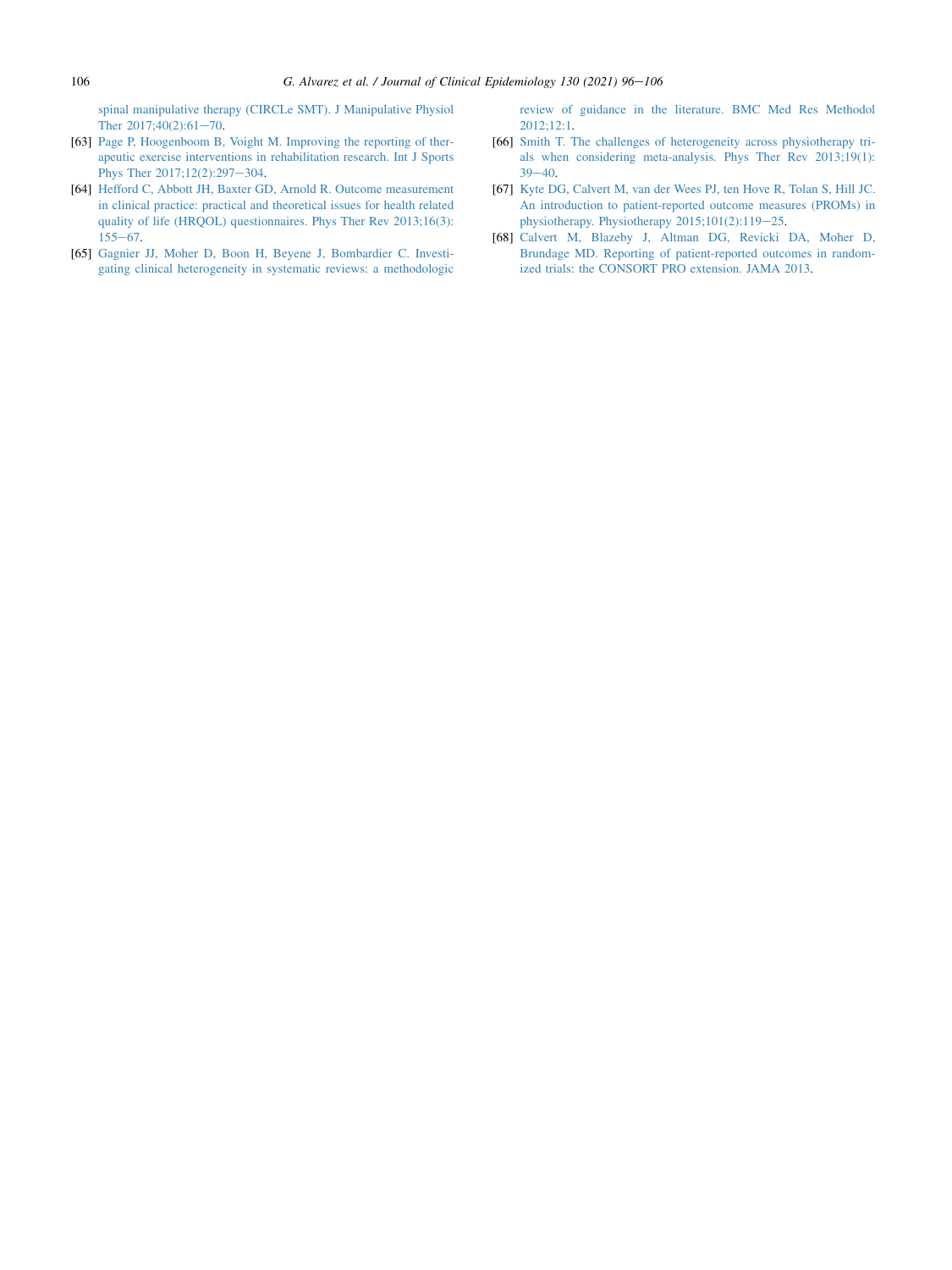spinal manipulative therapy (CIRCLe SMT). J Manipulative Physiol Ther 2017;40(2):61–70.

[63] Page P, Hoogenboom B, Voight M. Improving the reporting of therapeutic exercise interventions in rehabilitation research. Int J Sports Phys Ther 2017;12(2):297–304.

[64] Hefford C, Abbott JH, Baxter GD, Arnold R. Outcome measurement in clinical practice: practical and theoretical issues for health related quality of life (HRQOL) questionnaires. Phys Ther Rev 2013;16(3): 155–67.

[65] Gagnier JJ, Moher D, Boon H, Beyene J, Bombardier C. Investigating clinical heterogeneity in systematic reviews: a methodologic review of guidance in the literature. BMC Med Res Methodol 2012;12:1.

[66] Smith T. The challenges of heterogeneity across physiotherapy trials when considering meta-analysis. Phys Ther Rev 2013;19(1): 39–40.

[67] Kyte DG, Calvert M, van der Wees PJ, ten Hove R, Tolan S, Hill JC. An introduction to patient-reported outcome measures (PROMs) in physiotherapy. Physiotherapy 2015;101(2):119–25.

[68] Calvert M, Blazeby J, Altman DG, Revicki DA, Moher D, Brundage MD. Reporting of patient-reported outcomes in randomized trials: the CONSORT PRO extension. JAMA 2013.